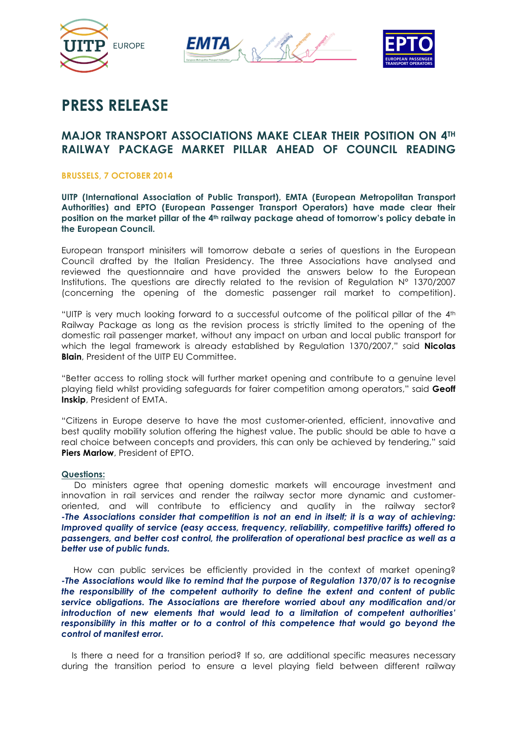# PRESS RELEASE

## MAJOR TRANSPORT ASSOCIATIONS MAKE CLEAR THEIR POSITION ON 4TH RAILWAY PACKAGE MARKET PILLAR AHEAD OF COUNCIL READING

**BRUSSELS, 7 OCTOBER 2014**

**UITP (International Association of Public Transport), EMTA (European Metropolitan Transport Authorities) and EPTO (European Passenger Transport Operators) have made clear their position on the market pillar of the 4th railway package ahead of tomorrow's policy debate in the European Council.**

European transport minisiters will tomorrow debate a series of questions in the European Council drafted by the Italian Presidency. The three Associations have analysed and reviewed the questionnaire and have provided the answers below to the European Institutions. The questions are directly related to the revision of Regulation N° 1370/2007 (concerning the opening of the domestic passenger rail market to competition).

"UITP is very much looking forward to a successful outcome of the political pillar of the 4th Railway Package as long as the revision process is strictly limited to the opening of the domestic rail passenger market, without any impact on urban and local public transport for which the legal framework is already established by Regulation 1370/2007," said **Nicolas Blain**, President of the UITP EU Committee.

"Better access to rolling stock will further market opening and contribute to a genuine level playing field whilst providing safeguards for fairer competition among operators," said **Geoff Inskip**, President of EMTA.

"Citizens in Europe deserve to have the most customer-oriented, efficient, innovative and best quality mobility solution offering the highest value. The public should be able to have a real choice between concepts and providers, this can only be achieved by tendering," said **Piers Marlow**, President of EPTO.

**Questions:**

Do ministers agree that opening domestic markets will encourage investment and innovation in rail services and render the railway sector more dynamic and customer-oriented, and will contribute to efficiency and quality in the railway sector?
***-The Associations consider that competition is not an end in itself; it is a way of achieving: Improved quality of service (easy access, frequency, reliability, competitive tariffs) offered to passengers, and better cost control, the proliferation of operational best practice as well as a better use of public funds.***

How can public services be efficiently provided in the context of market opening?
***-The Associations would like to remind that the purpose of Regulation 1370/07 is to recognise the responsibility of the competent authority to define the extent and content of public service obligations. The Associations are therefore worried about any modification and/or introduction of new elements that would lead to a limitation of competent authorities' responsibility in this matter or to a control of this competence that would go beyond the control of manifest error.***

Is there a need for a transition period? If so, are additional specific measures necessary during the transition period to ensure a level playing field between different railway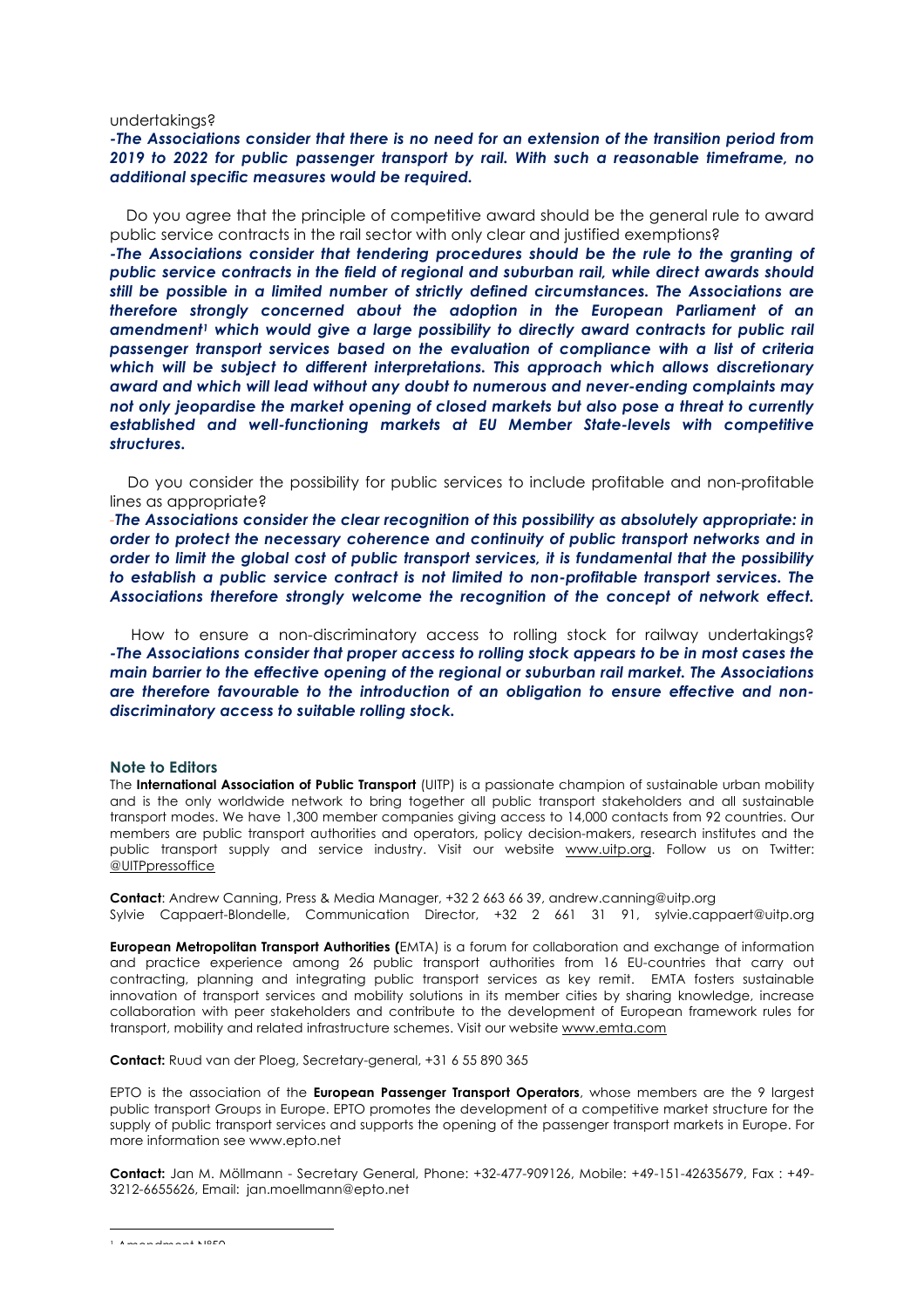undertakings?

***-The Associations consider that there is no need for an extension of the transition period from 2019 to 2022 for public passenger transport by rail. With such a reasonable timeframe, no additional specific measures would be required.***

Do you agree that the principle of competitive award should be the general rule to award public service contracts in the rail sector with only clear and justified exemptions?

***-The Associations consider that tendering procedures should be the rule to the granting of public service contracts in the field of regional and suburban rail, while direct awards should still be possible in a limited number of strictly defined circumstances. The Associations are therefore strongly concerned about the adoption in the European Parliament of an amendment[1] which would give a large possibility to directly award contracts for public rail passenger transport services based on the evaluation of compliance with a list of criteria which will be subject to different interpretations. This approach which allows discretionary award and which will lead without any doubt to numerous and never-ending complaints may not only jeopardise the market opening of closed markets but also pose a threat to currently established and well-functioning markets at EU Member State-levels with competitive structures.***

Do you consider the possibility for public services to include profitable and non-profitable lines as appropriate?

***-The Associations consider the clear recognition of this possibility as absolutely appropriate: in order to protect the necessary coherence and continuity of public transport networks and in order to limit the global cost of public transport services, it is fundamental that the possibility to establish a public service contract is not limited to non-profitable transport services. The Associations therefore strongly welcome the recognition of the concept of network effect.***

How to ensure a non-discriminatory access to rolling stock for railway undertakings?

***-The Associations consider that proper access to rolling stock appears to be in most cases the main barrier to the effective opening of the regional or suburban rail market. The Associations are therefore favourable to the introduction of an obligation to ensure effective and non-discriminatory access to suitable rolling stock.***

### Note to Editors

The **International Association of Public Transport** (UITP) is a passionate champion of sustainable urban mobility and is the only worldwide network to bring together all public transport stakeholders and all sustainable transport modes. We have 1,300 member companies giving access to 14,000 contacts from 92 countries. Our members are public transport authorities and operators, policy decision-makers, research institutes and the public transport supply and service industry. Visit our website www.uitp.org. Follow us on Twitter: @UITPpressoffice

**Contact**: Andrew Canning, Press & Media Manager, +32 2 663 66 39, andrew.canning@uitp.org
Sylvie Cappaert-Blondelle, Communication Director, +32 2 661 31 91, sylvie.cappaert@uitp.org

**European Metropolitan Transport Authorities (**EMTA) is a forum for collaboration and exchange of information and practice experience among 26 public transport authorities from 16 EU-countries that carry out contracting, planning and integrating public transport services as key remit. EMTA fosters sustainable innovation of transport services and mobility solutions in its member cities by sharing knowledge, increase collaboration with peer stakeholders and contribute to the development of European framework rules for transport, mobility and related infrastructure schemes. Visit our website www.emta.com

**Contact:** Ruud van der Ploeg, Secretary-general, +31 6 55 890 365

EPTO is the association of the **European Passenger Transport Operators**, whose members are the 9 largest public transport Groups in Europe. EPTO promotes the development of a competitive market structure for the supply of public transport services and supports the opening of the passenger transport markets in Europe. For more information see www.epto.net

**Contact:** Jan M. Möllmann - Secretary General, Phone: +32-477-909126, Mobile: +49-151-42635679, Fax : +49-3212-6655626, Email: jan.moellmann@epto.net

---

[1] Amendment N°50